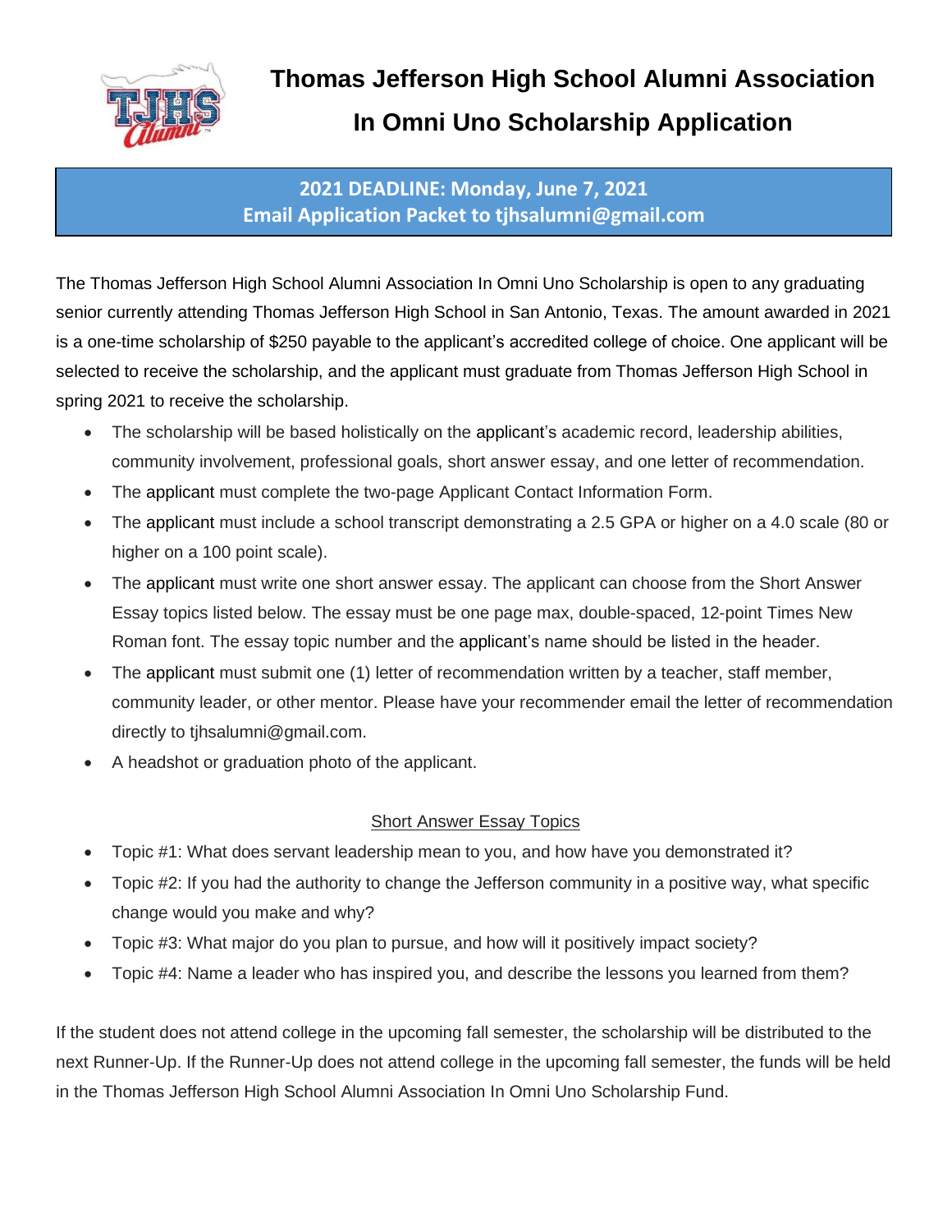# Thomas Jefferson High School Alumni Association

# In Omni Uno Scholarship Application

**2021 DEADLINE: Monday, June 7, 2021**
**Email Application Packet to tjhsalumni@gmail.com**

The Thomas Jefferson High School Alumni Association In Omni Uno Scholarship is open to any graduating senior currently attending Thomas Jefferson High School in San Antonio, Texas. The amount awarded in 2021 is a one-time scholarship of $250 payable to the applicant's accredited college of choice. One applicant will be selected to receive the scholarship, and the applicant must graduate from Thomas Jefferson High School in spring 2021 to receive the scholarship.

- The scholarship will be based holistically on the applicant's academic record, leadership abilities, community involvement, professional goals, short answer essay, and one letter of recommendation.
- The applicant must complete the two-page Applicant Contact Information Form.
- The applicant must include a school transcript demonstrating a 2.5 GPA or higher on a 4.0 scale (80 or higher on a 100 point scale).
- The applicant must write one short answer essay. The applicant can choose from the Short Answer Essay topics listed below. The essay must be one page max, double-spaced, 12-point Times New Roman font. The essay topic number and the applicant's name should be listed in the header.
- The applicant must submit one (1) letter of recommendation written by a teacher, staff member, community leader, or other mentor. Please have your recommender email the letter of recommendation directly to tjhsalumni@gmail.com.
- A headshot or graduation photo of the applicant.

## Short Answer Essay Topics

- Topic #1: What does servant leadership mean to you, and how have you demonstrated it?
- Topic #2: If you had the authority to change the Jefferson community in a positive way, what specific change would you make and why?
- Topic #3: What major do you plan to pursue, and how will it positively impact society?
- Topic #4: Name a leader who has inspired you, and describe the lessons you learned from them?

If the student does not attend college in the upcoming fall semester, the scholarship will be distributed to the next Runner-Up. If the Runner-Up does not attend college in the upcoming fall semester, the funds will be held in the Thomas Jefferson High School Alumni Association In Omni Uno Scholarship Fund.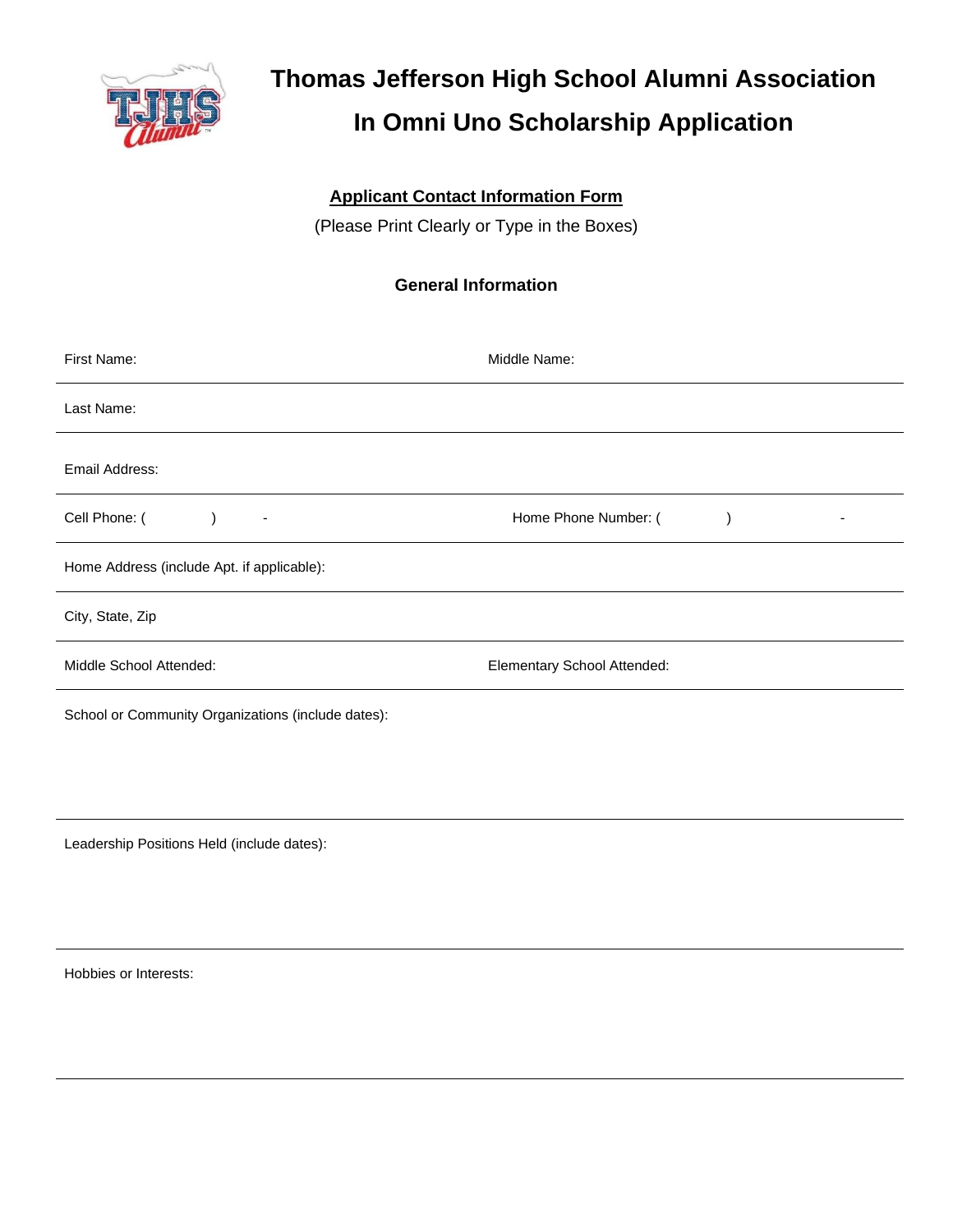# Thomas Jefferson High School Alumni Association
# In Omni Uno Scholarship Application

**Applicant Contact Information Form**

(Please Print Clearly or Type in the Boxes)

### General Information

First Name: Middle Name:

Last Name:

Email Address:

Cell Phone: (        )        -        Home Phone Number: (        )        -

Home Address (include Apt. if applicable):

City, State, Zip

Middle School Attended: Elementary School Attended:

School or Community Organizations (include dates):

Leadership Positions Held (include dates):

Hobbies or Interests: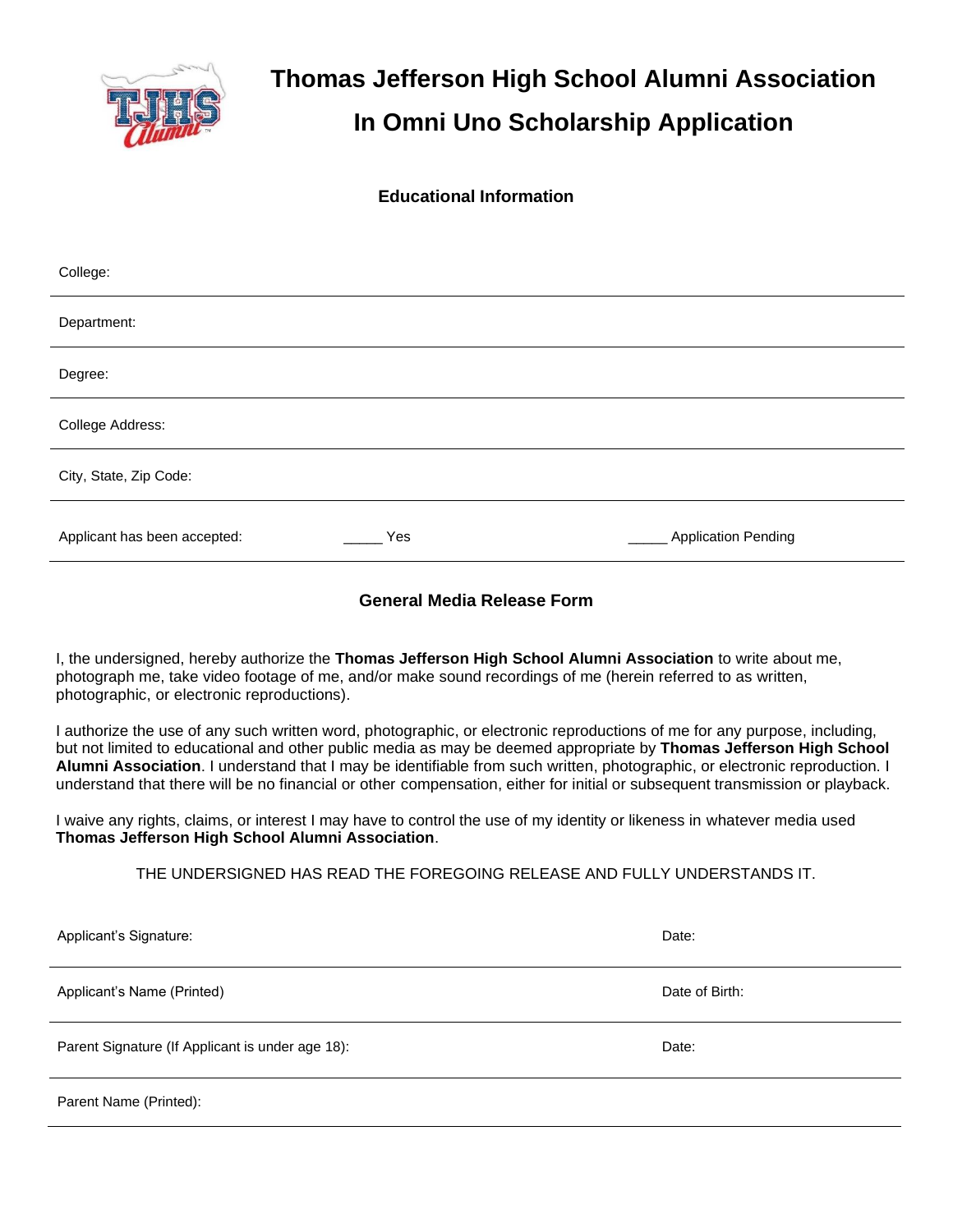# Thomas Jefferson High School Alumni Association

# In Omni Uno Scholarship Application

## Educational Information

College:

Department:

Degree:

College Address:

City, State, Zip Code:

Applicant has been accepted: _____ Yes _____ Application Pending

## General Media Release Form

I, the undersigned, hereby authorize the **Thomas Jefferson High School Alumni Association** to write about me, photograph me, take video footage of me, and/or make sound recordings of me (herein referred to as written, photographic, or electronic reproductions).

I authorize the use of any such written word, photographic, or electronic reproductions of me for any purpose, including, but not limited to educational and other public media as may be deemed appropriate by **Thomas Jefferson High School Alumni Association**. I understand that I may be identifiable from such written, photographic, or electronic reproduction. I understand that there will be no financial or other compensation, either for initial or subsequent transmission or playback.

I waive any rights, claims, or interest I may have to control the use of my identity or likeness in whatever media used **Thomas Jefferson High School Alumni Association**.

THE UNDERSIGNED HAS READ THE FOREGOING RELEASE AND FULLY UNDERSTANDS IT.

Applicant's Signature: Date:

Applicant's Name (Printed) Date of Birth:

Parent Signature (If Applicant is under age 18): Date:

Parent Name (Printed):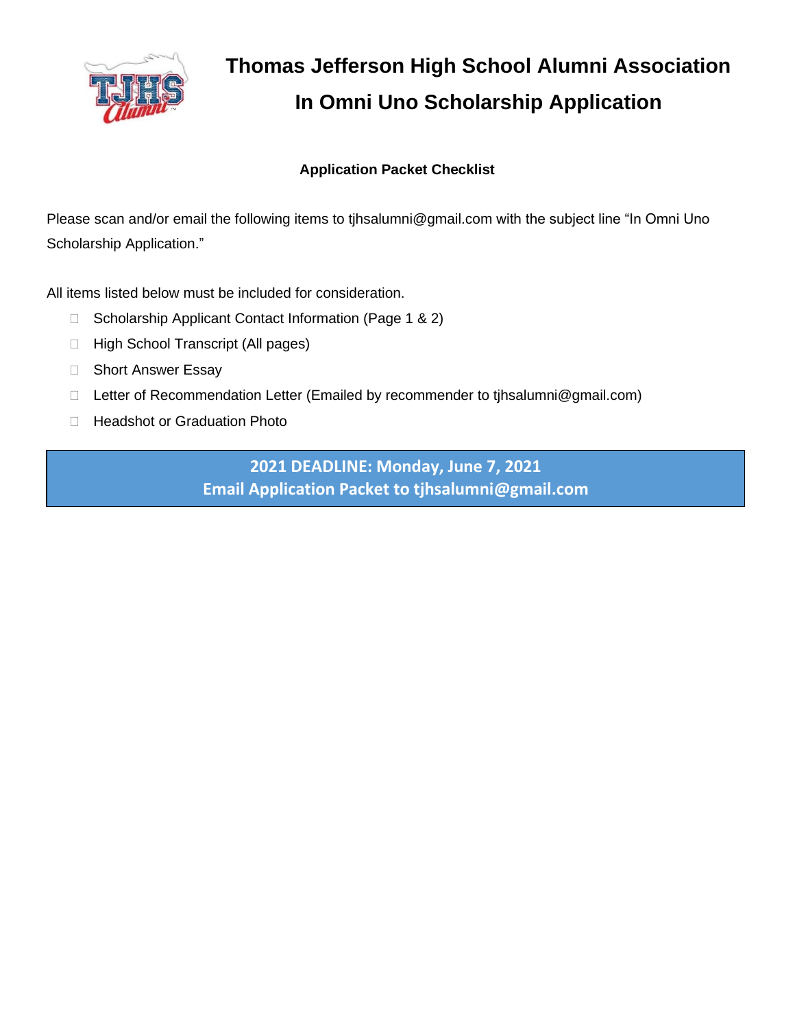# Thomas Jefferson High School Alumni Association

# In Omni Uno Scholarship Application

**Application Packet Checklist**

Please scan and/or email the following items to tjhsalumni@gmail.com with the subject line "In Omni Uno Scholarship Application."

All items listed below must be included for consideration.

- ☐ Scholarship Applicant Contact Information (Page 1 & 2)
- ☐ High School Transcript (All pages)
- ☐ Short Answer Essay
- ☐ Letter of Recommendation Letter (Emailed by recommender to tjhsalumni@gmail.com)
- ☐ Headshot or Graduation Photo

**2021 DEADLINE: Monday, June 7, 2021**
**Email Application Packet to tjhsalumni@gmail.com**